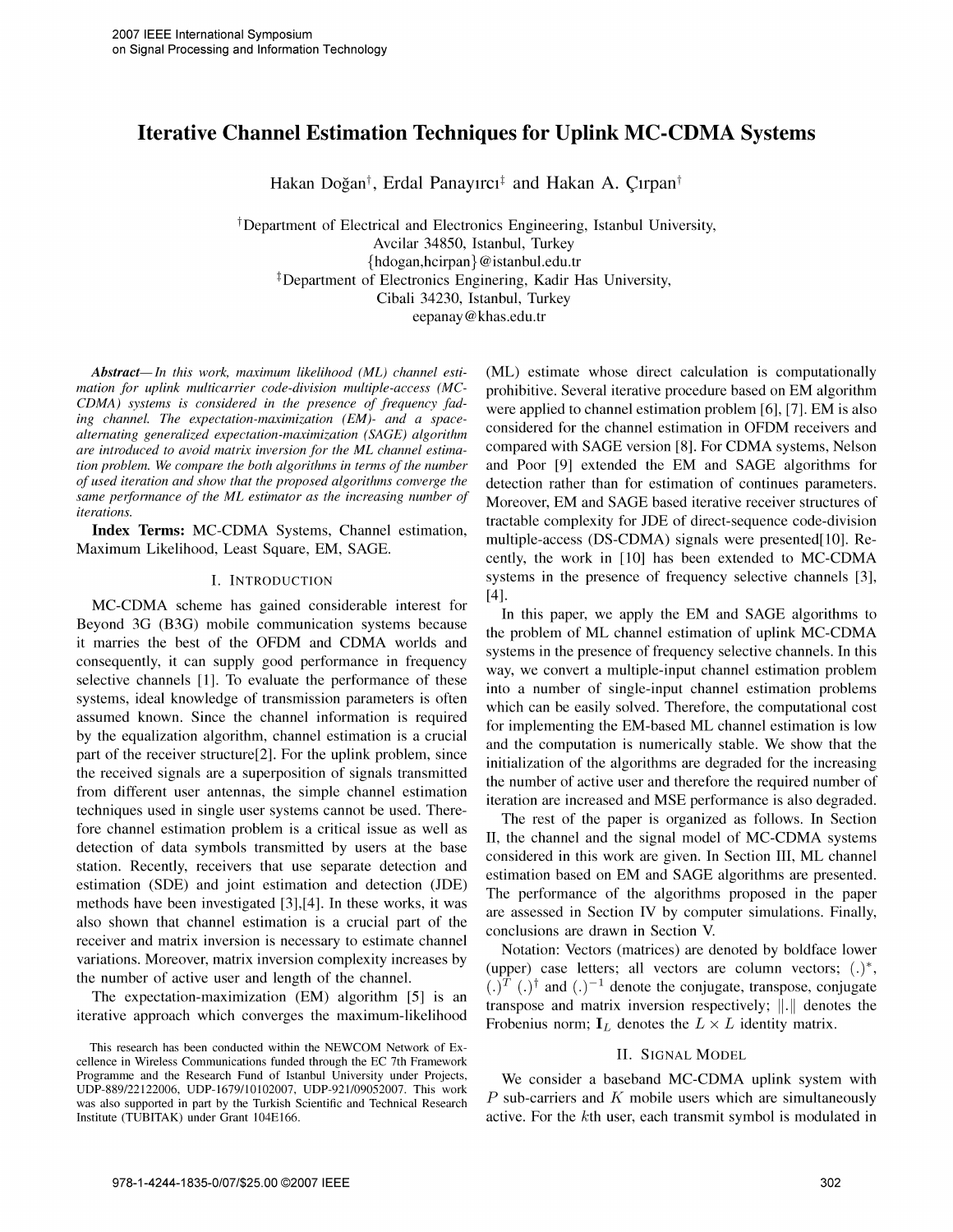# Iterative Channel Estimation Techniques for Uplink MC-CDMA Systems

Hakan Doğan[†], Erdal Panayırcı[‡] and Hakan A. Çırpan[†]

[†]Department of Electrical and Electronics Engineering, Istanbul University,
Avcilar 34850, Istanbul, Turkey
{hdogan,hcirpan}@istanbul.edu.tr

[‡]Department of Electronics Enginering, Kadir Has University,
Cibali 34230, Istanbul, Turkey
eepanay@khas.edu.tr

***Abstract*****—** *In this work, maximum likelihood (ML) channel estimation for uplink multicarrier code-division multiple-access (MC-CDMA) systems is considered in the presence of frequency fading channel. The expectation-maximization (EM)- and a space-alternating generalized expectation-maximization (SAGE) algorithm are introduced to avoid matrix inversion for the ML channel estimation problem. We compare the both algorithms in terms of the number of used iteration and show that the proposed algorithms converge the same performance of the ML estimator as the increasing number of iterations.*

**Index Terms:** MC-CDMA Systems, Channel estimation, Maximum Likelihood, Least Square, EM, SAGE.

## I. Introduction

MC-CDMA scheme has gained considerable interest for Beyond 3G (B3G) mobile communication systems because it marries the best of the OFDM and CDMA worlds and consequently, it can supply good performance in frequency selective channels [1]. To evaluate the performance of these systems, ideal knowledge of transmission parameters is often assumed known. Since the channel information is required by the equalization algorithm, channel estimation is a crucial part of the receiver structure[2]. For the uplink problem, since the received signals are a superposition of signals transmitted from different user antennas, the simple channel estimation techniques used in single user systems cannot be used. Therefore channel estimation problem is a critical issue as well as detection of data symbols transmitted by users at the base station. Recently, receivers that use separate detection and estimation (SDE) and joint estimation and detection (JDE) methods have been investigated [3],[4]. In these works, it was also shown that channel estimation is a crucial part of the receiver and matrix inversion is necessary to estimate channel variations. Moreover, matrix inversion complexity increases by the number of active user and length of the channel.

The expectation-maximization (EM) algorithm [5] is an iterative approach which converges the maximum-likelihood (ML) estimate whose direct calculation is computationally prohibitive. Several iterative procedure based on EM algorithm were applied to channel estimation problem [6], [7]. EM is also considered for the channel estimation in OFDM receivers and compared with SAGE version [8]. For CDMA systems, Nelson and Poor [9] extended the EM and SAGE algorithms for detection rather than for estimation of continues parameters. Moreover, EM and SAGE based iterative receiver structures of tractable complexity for JDE of direct-sequence code-division multiple-access (DS-CDMA) signals were presented[10]. Recently, the work in [10] has been extended to MC-CDMA systems in the presence of frequency selective channels [3], [4].

In this paper, we apply the EM and SAGE algorithms to the problem of ML channel estimation of uplink MC-CDMA systems in the presence of frequency selective channels. In this way, we convert a multiple-input channel estimation problem into a number of single-input channel estimation problems which can be easily solved. Therefore, the computational cost for implementing the EM-based ML channel estimation is low and the computation is numerically stable. We show that the initialization of the algorithms are degraded for the increasing the number of active user and therefore the required number of iteration are increased and MSE performance is also degraded.

The rest of the paper is organized as follows. In Section II, the channel and the signal model of MC-CDMA systems considered in this work are given. In Section III, ML channel estimation based on EM and SAGE algorithms are presented. The performance of the algorithms proposed in the paper are assessed in Section IV by computer simulations. Finally, conclusions are drawn in Section V.

Notation: Vectors (matrices) are denoted by boldface lower (upper) case letters; all vectors are column vectors; $(.)^*$, $(.)^T$ $(.)^\dagger$ and $(.)^{-1}$ denote the conjugate, transpose, conjugate transpose and matrix inversion respectively; $\|.\|$ denotes the Frobenius norm; $\mathbf{I}_L$ denotes the $L \times L$ identity matrix.

This research has been conducted within the NEWCOM Network of Excellence in Wireless Communications funded through the EC 7th Framework Programme and the Research Fund of Istanbul University under Projects, UDP-889/22122006, UDP-1679/10102007, UDP-921/09052007. This work was also supported in part by the Turkish Scientific and Technical Research Institute (TUBITAK) under Grant 104E166.

## II. Signal Model

We consider a baseband MC-CDMA uplink system with $P$ sub-carriers and $K$ mobile users which are simultaneously active. For the $k$th user, each transmit symbol is modulated in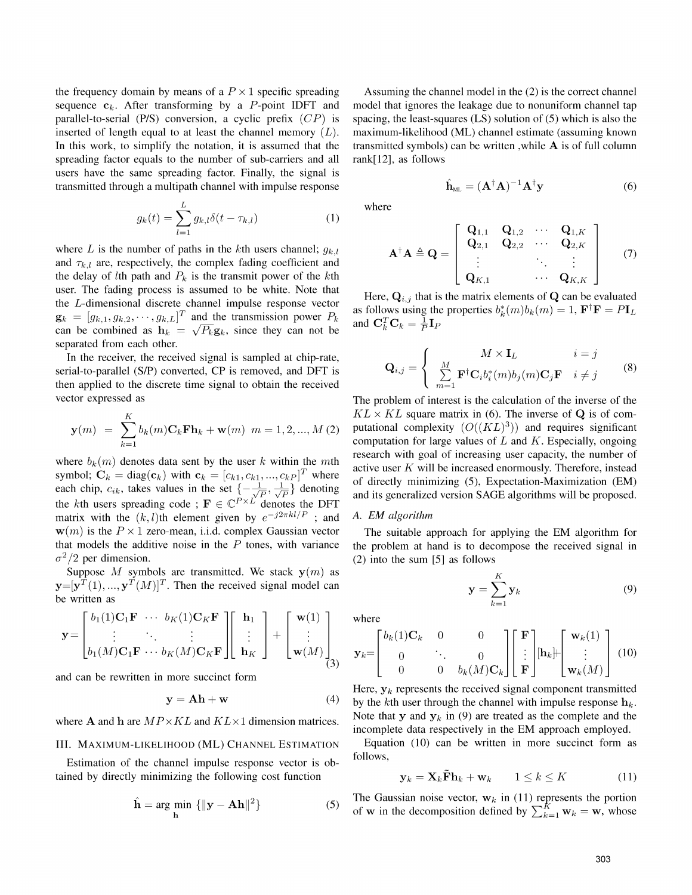the frequency domain by means of a $P \times 1$ specific spreading sequence $\mathbf{c}_k$. After transforming by a $P$-point IDFT and parallel-to-serial (P/S) conversion, a cyclic prefix $(CP)$ is inserted of length equal to at least the channel memory $(L)$. In this work, to simplify the notation, it is assumed that the spreading factor equals to the number of sub-carriers and all users have the same spreading factor. Finally, the signal is transmitted through a multipath channel with impulse response

$$g_k(t) = \sum_{l=1}^{L} g_{k,l}\delta(t - \tau_{k,l}) \tag{1}$$

where $L$ is the number of paths in the $k$th users channel; $g_{k,l}$ and $\tau_{k,l}$ are, respectively, the complex fading coefficient and the delay of $l$th path and $P_k$ is the transmit power of the $k$th user. The fading process is assumed to be white. Note that the $L$-dimensional discrete channel impulse response vector $\mathbf{g}_k = [g_{k,1}, g_{k,2}, \cdots, g_{k,L}]^T$ and the transmission power $P_k$ can be combined as $\mathbf{h}_k = \sqrt{P_k}\mathbf{g}_k$, since they can not be separated from each other.

In the receiver, the received signal is sampled at chip-rate, serial-to-parallel (S/P) converted, CP is removed, and DFT is then applied to the discrete time signal to obtain the received vector expressed as

$$\mathbf{y}(m) = \sum_{k=1}^{K} b_k(m)\mathbf{C}_k\mathbf{F}\mathbf{h}_k + \mathbf{w}(m) \quad m = 1, 2, ..., M \tag{2}$$

where $b_k(m)$ denotes data sent by the user $k$ within the $m$th symbol; $\mathbf{C}_k = \text{diag}(\mathbf{c}_k)$ with $\mathbf{c}_k = [c_{k1}, c_{k1}, ..., c_{kP}]^T$ where each chip, $c_{ik}$, takes values in the set $\{-\frac{1}{\sqrt{P}}, \frac{1}{\sqrt{P}}\}$ denoting the $k$th users spreading code ; $\mathbf{F} \in \mathbb{C}^{P \times L}$ denotes the DFT matrix with the $(k, l)$th element given by $e^{-j2\pi kl/P}$ ; and $\mathbf{w}(m)$ is the $P \times 1$ zero-mean, i.i.d. complex Gaussian vector that models the additive noise in the $P$ tones, with variance $\sigma^2/2$ per dimension.

Suppose $M$ symbols are transmitted. We stack $\mathbf{y}(m)$ as $\mathbf{y}=[\mathbf{y}^T(1), ..., \mathbf{y}^T(M)]^T$. Then the received signal model can be written as

$$\mathbf{y} = \begin{bmatrix} b_1(1)\mathbf{C}_1\mathbf{F} & \cdots & b_K(1)\mathbf{C}_K\mathbf{F} \\ \vdots & \ddots & \vdots \\ b_1(M)\mathbf{C}_1\mathbf{F} & \cdots & b_K(M)\mathbf{C}_K\mathbf{F} \end{bmatrix} \begin{bmatrix} \mathbf{h}_1 \\ \vdots \\ \mathbf{h}_K \end{bmatrix} + \begin{bmatrix} \mathbf{w}(1) \\ \vdots \\ \mathbf{w}(M) \end{bmatrix} \tag{3}$$

and can be rewritten in more succinct form

$$\mathbf{y} = \mathbf{A}\mathbf{h} + \mathbf{w} \tag{4}$$

where $\mathbf{A}$ and $\mathbf{h}$ are $MP \times KL$ and $KL \times 1$ dimension matrices.

## III. Maximum-likelihood (ML) Channel Estimation

Estimation of the channel impulse response vector is obtained by directly minimizing the following cost function

$$\hat{\mathbf{h}} = \arg\min_{\mathbf{h}} \{\|\mathbf{y} - \mathbf{A}\mathbf{h}\|^2\} \tag{5}$$

Assuming the channel model in the (2) is the correct channel model that ignores the leakage due to nonuniform channel tap spacing, the least-squares (LS) solution of (5) which is also the maximum-likelihood (ML) channel estimate (assuming known transmitted symbols) can be written ,while $\mathbf{A}$ is of full column rank[12], as follows

$$\hat{\mathbf{h}}_{\text{ML}} = (\mathbf{A}^\dagger\mathbf{A})^{-1}\mathbf{A}^\dagger\mathbf{y} \tag{6}$$

where

$$\mathbf{A}^\dagger\mathbf{A} \triangleq \mathbf{Q} = \begin{bmatrix} \mathbf{Q}_{1,1} & \mathbf{Q}_{1,2} & \cdots & \mathbf{Q}_{1,K} \\ \mathbf{Q}_{2,1} & \mathbf{Q}_{2,2} & \cdots & \mathbf{Q}_{2,K} \\ \vdots & & \ddots & \vdots \\ \mathbf{Q}_{K,1} & & \cdots & \mathbf{Q}_{K,K} \end{bmatrix} \tag{7}$$

Here, $\mathbf{Q}_{i,j}$ that is the matrix elements of $\mathbf{Q}$ can be evaluated as follows using the properties $b_k^*(m)b_k(m) = 1$, $\mathbf{F}^\dagger\mathbf{F} = P\mathbf{I}_L$ and $\mathbf{C}_k^T\mathbf{C}_k = \frac{1}{P}\mathbf{I}_P$

$$\mathbf{Q}_{i,j} = \begin{cases} M \times \mathbf{I}_L & i = j \\ \sum\limits_{m=1}^{M} \mathbf{F}^\dagger\mathbf{C}_i b_i^*(m)b_j(m)\mathbf{C}_j\mathbf{F} & i \neq j \end{cases} \tag{8}$$

The problem of interest is the calculation of the inverse of the $KL \times KL$ square matrix in (6). The inverse of $\mathbf{Q}$ is of computational complexity $(O((KL)^3))$ and requires significant computation for large values of $L$ and $K$. Especially, ongoing research with goal of increasing user capacity, the number of active user $K$ will be increased enormously. Therefore, instead of directly minimizing (5), Expectation-Maximization (EM) and its generalized version SAGE algorithms will be proposed.

### A. EM algorithm

The suitable approach for applying the EM algorithm for the problem at hand is to decompose the received signal in (2) into the sum [5] as follows

$$\mathbf{y} = \sum_{k=1}^{K} \mathbf{y}_k \tag{9}$$

where

$$\mathbf{y}_k = \begin{bmatrix} b_k(1)\mathbf{C}_k & 0 & 0 \\ 0 & \ddots & 0 \\ 0 & 0 & b_k(M)\mathbf{C}_k \end{bmatrix} \begin{bmatrix} \mathbf{F} \\ \vdots \\ \mathbf{F} \end{bmatrix} [\mathbf{h}_k] + \begin{bmatrix} \mathbf{w}_k(1) \\ \vdots \\ \mathbf{w}_k(M) \end{bmatrix} \tag{10}$$

Here, $\mathbf{y}_k$ represents the received signal component transmitted by the $k$th user through the channel with impulse response $\mathbf{h}_k$. Note that $\mathbf{y}$ and $\mathbf{y}_k$ in (9) are treated as the complete and the incomplete data respectively in the EM approach employed.

Equation (10) can be written in more succinct form as follows,

$$\mathbf{y}_k = \mathbf{X}_k\tilde{\mathbf{F}}\mathbf{h}_k + \mathbf{w}_k \qquad 1 \leq k \leq K \tag{11}$$

The Gaussian noise vector, $\mathbf{w}_k$ in (11) represents the portion of $\mathbf{w}$ in the decomposition defined by $\sum_{k=1}^{K}\mathbf{w}_k = \mathbf{w}$, whose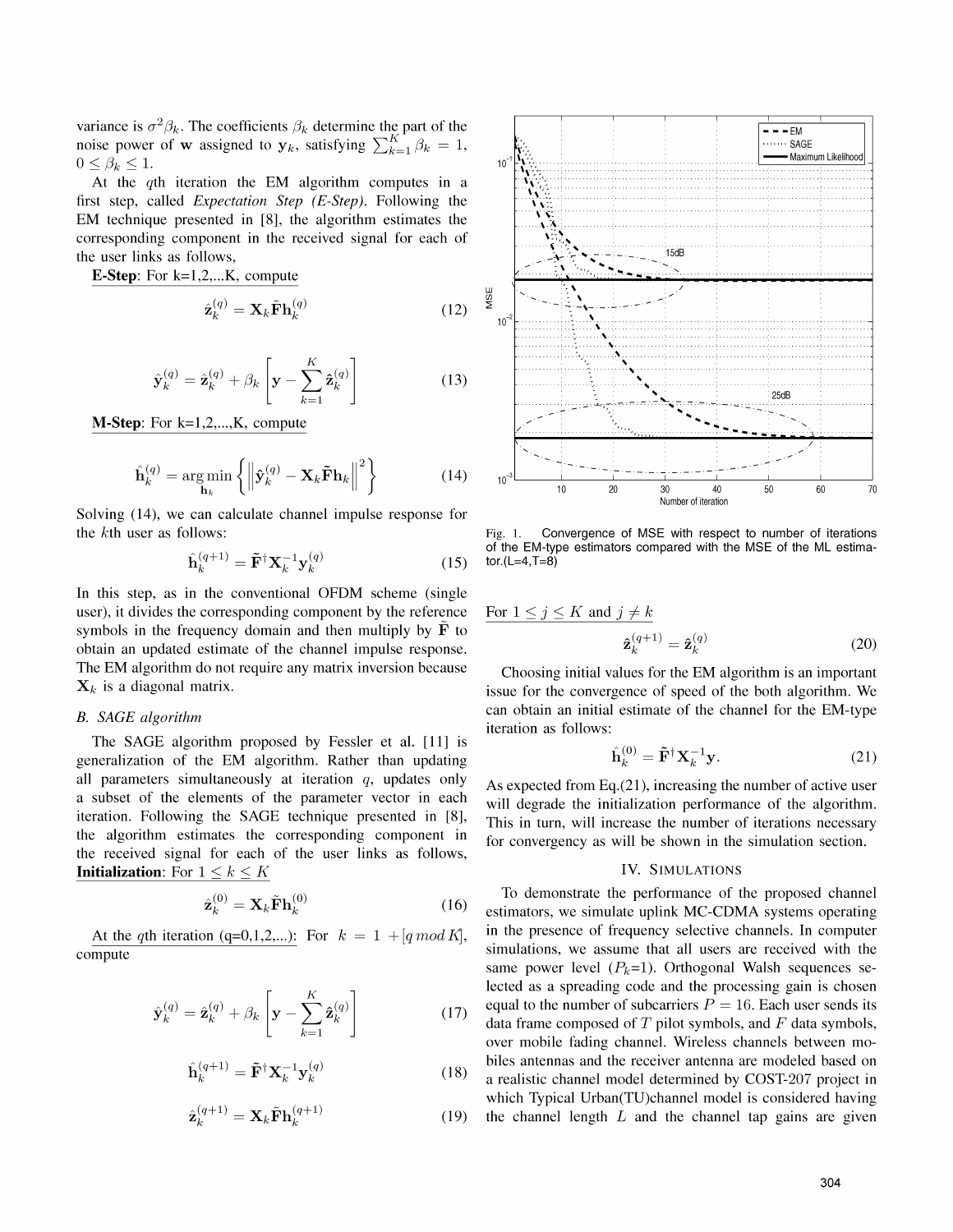variance is $\sigma^2\beta_k$. The coefficients $\beta_k$ determine the part of the noise power of $\mathbf{w}$ assigned to $\mathbf{y}_k$, satisfying $\sum_{k=1}^{K}\beta_k = 1$, $0 \leq \beta_k \leq 1$.

At the $q$th iteration the EM algorithm computes in a first step, called *Expectation Step (E-Step)*. Following the EM technique presented in [8], the algorithm estimates the corresponding component in the received signal for each of the user links as follows,

**E-Step**: For k=1,2,...K, compute

$$\hat{\mathbf{z}}_k^{(q)} = \mathbf{X}_k\tilde{\mathbf{F}}\mathbf{h}_k^{(q)} \tag{12}$$

$$\hat{\mathbf{y}}_k^{(q)} = \hat{\mathbf{z}}_k^{(q)} + \beta_k\left[\mathbf{y} - \sum_{k=1}^{K}\hat{\mathbf{z}}_k^{(q)}\right] \tag{13}$$

**M-Step**: For k=1,2,...,K, compute

$$\hat{\mathbf{h}}_k^{(q)} = \arg\min_{\mathbf{h}_k}\left\{\left\|\hat{\mathbf{y}}_k^{(q)} - \mathbf{X}_k\tilde{\mathbf{F}}\mathbf{h}_k\right\|^2\right\} \tag{14}$$

Solving (14), we can calculate channel impulse response for the $k$th user as follows:

$$\hat{\mathbf{h}}_k^{(q+1)} = \tilde{\mathbf{F}}^{\dagger}\mathbf{X}_k^{-1}\mathbf{y}_k^{(q)} \tag{15}$$

In this step, as in the conventional OFDM scheme (single user), it divides the corresponding component by the reference symbols in the frequency domain and then multiply by $\tilde{\mathbf{F}}$ to obtain an updated estimate of the channel impulse response. The EM algorithm do not require any matrix inversion because $\mathbf{X}_k$ is a diagonal matrix.

### B. SAGE algorithm

The SAGE algorithm proposed by Fessler et al. [11] is generalization of the EM algorithm. Rather than updating all parameters simultaneously at iteration $q$, updates only a subset of the elements of the parameter vector in each iteration. Following the SAGE technique presented in [8], the algorithm estimates the corresponding component in the received signal for each of the user links as follows,

**Initialization**: For $1 \leq k \leq K$

$$\hat{\mathbf{z}}_k^{(0)} = \mathbf{X}_k\tilde{\mathbf{F}}\mathbf{h}_k^{(0)} \tag{16}$$

At the $q$th iteration (q=0,1,2,...): For $k = 1 + [q \bmod K]$, compute

$$\hat{\mathbf{y}}_k^{(q)} = \hat{\mathbf{z}}_k^{(q)} + \beta_k\left[\mathbf{y} - \sum_{k=1}^{K}\hat{\mathbf{z}}_k^{(q)}\right] \tag{17}$$

$$\hat{\mathbf{h}}_k^{(q+1)} = \tilde{\mathbf{F}}^{\dagger}\mathbf{X}_k^{-1}\mathbf{y}_k^{(q)} \tag{18}$$

$$\hat{\mathbf{z}}_k^{(q+1)} = \mathbf{X}_k\tilde{\mathbf{F}}\mathbf{h}_k^{(q+1)} \tag{19}$$

Fig. 1. Convergence of MSE with respect to number of iterations of the EM-type estimators compared with the MSE of the ML estimator.(L=4,T=8)

For $1 \leq j \leq K$ and $j \neq k$

$$\hat{\mathbf{z}}_k^{(q+1)} = \hat{\mathbf{z}}_k^{(q)} \tag{20}$$

Choosing initial values for the EM algorithm is an important issue for the convergence of speed of the both algorithm. We can obtain an initial estimate of the channel for the EM-type iteration as follows:

$$\hat{\mathbf{h}}_k^{(0)} = \tilde{\mathbf{F}}^{\dagger}\mathbf{X}_k^{-1}\mathbf{y}. \tag{21}$$

As expected from Eq.(21), increasing the number of active user will degrade the initialization performance of the algorithm. This in turn, will increase the number of iterations necessary for convergency as will be shown in the simulation section.

## IV. Simulations

To demonstrate the performance of the proposed channel estimators, we simulate uplink MC-CDMA systems operating in the presence of frequency selective channels. In computer simulations, we assume that all users are received with the same power level ($P_k$=1). Orthogonal Walsh sequences selected as a spreading code and the processing gain is chosen equal to the number of subcarriers $P = 16$. Each user sends its data frame composed of $T$ pilot symbols, and $F$ data symbols, over mobile fading channel. Wireless channels between mobiles antennas and the receiver antenna are modeled based on a realistic channel model determined by COST-207 project in which Typical Urban(TU)channel model is considered having the channel length $L$ and the channel tap gains are given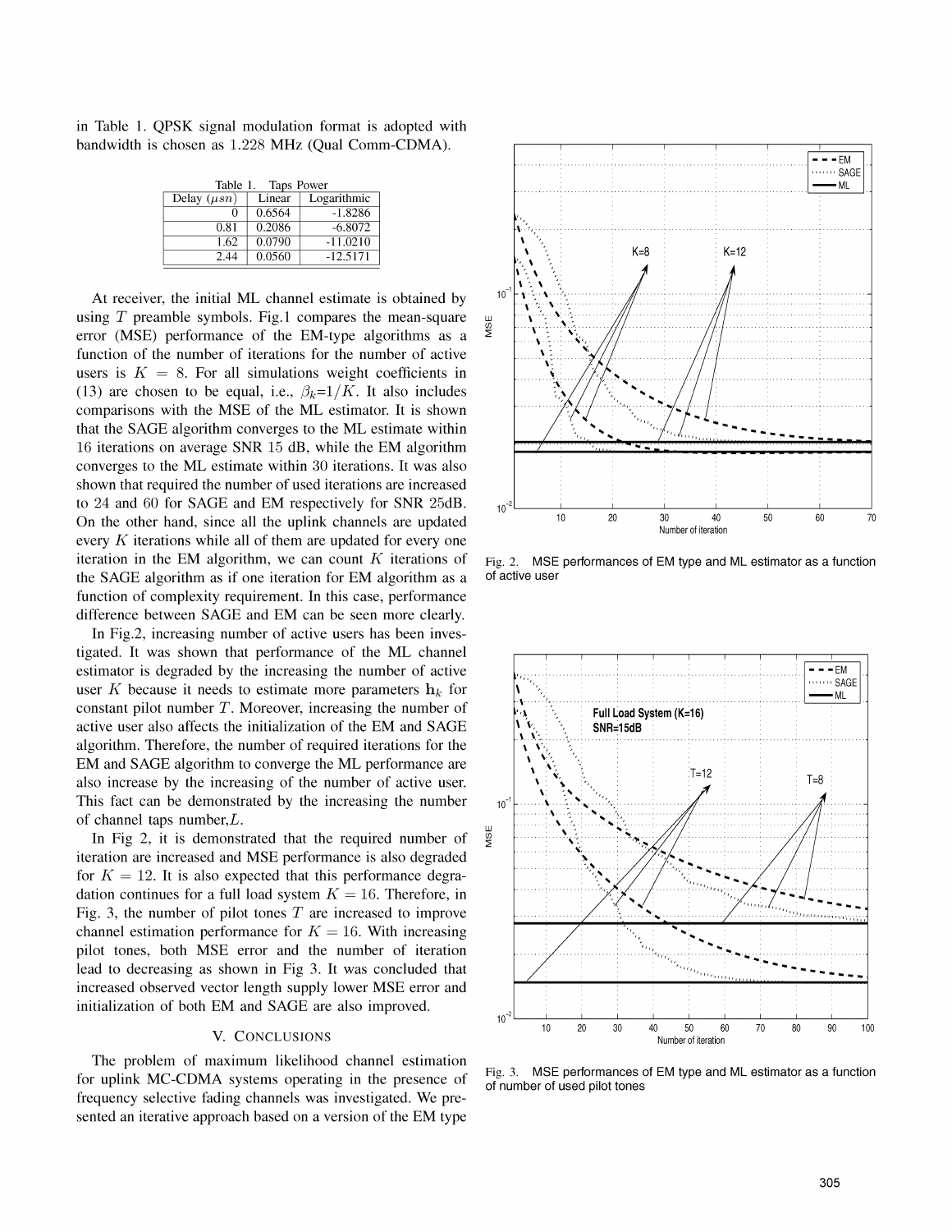in Table 1. QPSK signal modulation format is adopted with bandwidth is chosen as 1.228 MHz (Qual Comm-CDMA).

Table 1. Taps Power

| Delay ($\mu sn$) | Linear | Logarithmic |
|---|---|---|
| 0 | 0.6564 | -1.8286 |
| 0.81 | 0.2086 | -6.8072 |
| 1.62 | 0.0790 | -11.0210 |
| 2.44 | 0.0560 | -12.5171 |

At receiver, the initial ML channel estimate is obtained by using $T$ preamble symbols. Fig.1 compares the mean-square error (MSE) performance of the EM-type algorithms as a function of the number of iterations for the number of active users is $K = 8$. For all simulations weight coefficients in (13) are chosen to be equal, i.e., $\beta_k$=1/$K$. It also includes comparisons with the MSE of the ML estimator. It is shown that the SAGE algorithm converges to the ML estimate within 16 iterations on average SNR 15 dB, while the EM algorithm converges to the ML estimate within 30 iterations. It was also shown that required the number of used iterations are increased to 24 and 60 for SAGE and EM respectively for SNR 25dB. On the other hand, since all the uplink channels are updated every $K$ iterations while all of them are updated for every one iteration in the EM algorithm, we can count $K$ iterations of the SAGE algorithm as if one iteration for EM algorithm as a function of complexity requirement. In this case, performance difference between SAGE and EM can be seen more clearly.

In Fig.2, increasing number of active users has been investigated. It was shown that performance of the ML channel estimator is degraded by the increasing the number of active user $K$ because it needs to estimate more parameters $\mathbf{h}_k$ for constant pilot number $T$. Moreover, increasing the number of active user also affects the initialization of the EM and SAGE algorithm. Therefore, the number of required iterations for the EM and SAGE algorithm to converge the ML performance are also increase by the increasing of the number of active user. This fact can be demonstrated by the increasing the number of channel taps number,$L$.

In Fig 2, it is demonstrated that the required number of iteration are increased and MSE performance is also degraded for $K = 12$. It is also expected that this performance degradation continues for a full load system $K = 16$. Therefore, in Fig. 3, the number of pilot tones $T$ are increased to improve channel estimation performance for $K = 16$. With increasing pilot tones, both MSE error and the number of iteration lead to decreasing as shown in Fig 3. It was concluded that increased observed vector length supply lower MSE error and initialization of both EM and SAGE are also improved.

Fig. 2. MSE performances of EM type and ML estimator as a function of active user

Fig. 3. MSE performances of EM type and ML estimator as a function of number of used pilot tones

## V. Conclusions

The problem of maximum likelihood channel estimation for uplink MC-CDMA systems operating in the presence of frequency selective fading channels was investigated. We presented an iterative approach based on a version of the EM type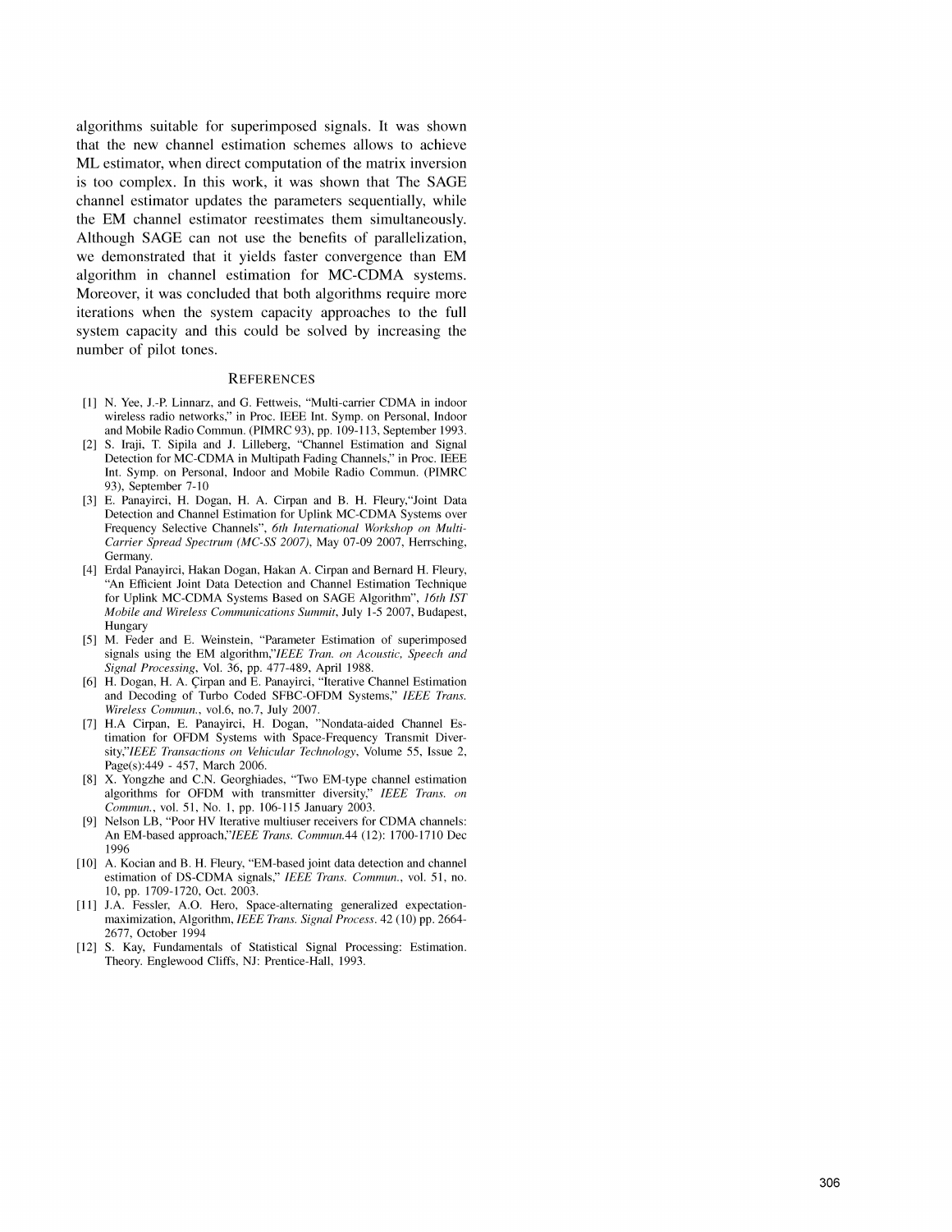algorithms suitable for superimposed signals. It was shown that the new channel estimation schemes allows to achieve ML estimator, when direct computation of the matrix inversion is too complex. In this work, it was shown that The SAGE channel estimator updates the parameters sequentially, while the EM channel estimator reestimates them simultaneously. Although SAGE can not use the benefits of parallelization, we demonstrated that it yields faster convergence than EM algorithm in channel estimation for MC-CDMA systems. Moreover, it was concluded that both algorithms require more iterations when the system capacity approaches to the full system capacity and this could be solved by increasing the number of pilot tones.

## References

[1] N. Yee, J.-P. Linnarz, and G. Fettweis, "Multi-carrier CDMA in indoor wireless radio networks," in Proc. IEEE Int. Symp. on Personal, Indoor and Mobile Radio Commun. (PIMRC 93), pp. 109-113, September 1993.

[2] S. Iraji, T. Sipila and J. Lilleberg, "Channel Estimation and Signal Detection for MC-CDMA in Multipath Fading Channels," in Proc. IEEE Int. Symp. on Personal, Indoor and Mobile Radio Commun. (PIMRC 93), September 7-10

[3] E. Panayirci, H. Dogan, H. A. Cirpan and B. H. Fleury,"Joint Data Detection and Channel Estimation for Uplink MC-CDMA Systems over Frequency Selective Channels", *6th International Workshop on Multi-Carrier Spread Spectrum (MC-SS 2007)*, May 07-09 2007, Herrsching, Germany.

[4] Erdal Panayirci, Hakan Dogan, Hakan A. Cirpan and Bernard H. Fleury, "An Efficient Joint Data Detection and Channel Estimation Technique for Uplink MC-CDMA Systems Based on SAGE Algorithm", *16th IST Mobile and Wireless Communications Summit*, July 1-5 2007, Budapest, Hungary

[5] M. Feder and E. Weinstein, "Parameter Estimation of superimposed signals using the EM algorithm,"*IEEE Tran. on Acoustic, Speech and Signal Processing*, Vol. 36, pp. 477-489, April 1988.

[6] H. Dogan, H. A. Çirpan and E. Panayirci, "Iterative Channel Estimation and Decoding of Turbo Coded SFBC-OFDM Systems," *IEEE Trans. Wireless Commun.*, vol.6, no.7, July 2007.

[7] H.A Cirpan, E. Panayirci, H. Dogan, "Nondata-aided Channel Estimation for OFDM Systems with Space-Frequency Transmit Diversity,"*IEEE Transactions on Vehicular Technology*, Volume 55, Issue 2, Page(s):449 - 457, March 2006.

[8] X. Yongzhe and C.N. Georghiades, "Two EM-type channel estimation algorithms for OFDM with transmitter diversity," *IEEE Trans. on Commun.*, vol. 51, No. 1, pp. 106-115 January 2003.

[9] Nelson LB, "Poor HV Iterative multiuser receivers for CDMA channels: An EM-based approach,"*IEEE Trans. Commun.*44 (12): 1700-1710 Dec 1996

[10] A. Kocian and B. H. Fleury, "EM-based joint data detection and channel estimation of DS-CDMA signals," *IEEE Trans. Commun.*, vol. 51, no. 10, pp. 1709-1720, Oct. 2003.

[11] J.A. Fessler, A.O. Hero, Space-alternating generalized expectation-maximization, Algorithm, *IEEE Trans. Signal Process*. 42 (10) pp. 2664-2677, October 1994

[12] S. Kay, Fundamentals of Statistical Signal Processing: Estimation. Theory. Englewood Cliffs, NJ: Prentice-Hall, 1993.